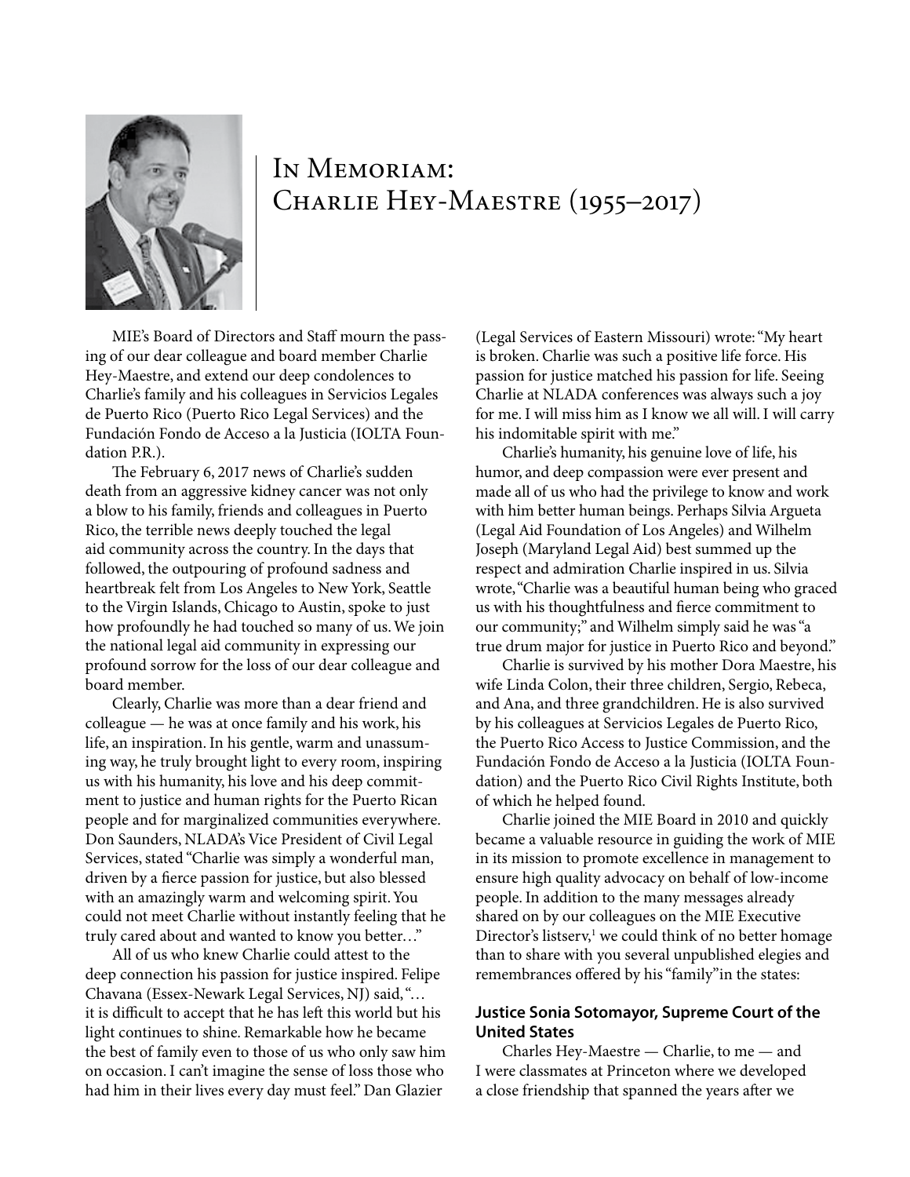# In Memoriam: Charlie Hey-Maestre (1955–2017)

MIE's Board of Directors and Staff mourn the passing of our dear colleague and board member Charlie Hey-Maestre, and extend our deep condolences to Charlie's family and his colleagues in Servicios Legales de Puerto Rico (Puerto Rico Legal Services) and the Fundación Fondo de Acceso a la Justicia (IOLTA Foundation P.R.).

The February 6, 2017 news of Charlie's sudden death from an aggressive kidney cancer was not only a blow to his family, friends and colleagues in Puerto Rico, the terrible news deeply touched the legal aid community across the country. In the days that followed, the outpouring of profound sadness and heartbreak felt from Los Angeles to New York, Seattle to the Virgin Islands, Chicago to Austin, spoke to just how profoundly he had touched so many of us. We join the national legal aid community in expressing our profound sorrow for the loss of our dear colleague and board member.

Clearly, Charlie was more than a dear friend and colleague — he was at once family and his work, his life, an inspiration. In his gentle, warm and unassuming way, he truly brought light to every room, inspiring us with his humanity, his love and his deep commitment to justice and human rights for the Puerto Rican people and for marginalized communities everywhere. Don Saunders, NLADA's Vice President of Civil Legal Services, stated "Charlie was simply a wonderful man, driven by a fierce passion for justice, but also blessed with an amazingly warm and welcoming spirit. You could not meet Charlie without instantly feeling that he truly cared about and wanted to know you better…"

All of us who knew Charlie could attest to the deep connection his passion for justice inspired. Felipe Chavana (Essex-Newark Legal Services, NJ) said, "…it is difficult to accept that he has left this world but his light continues to shine. Remarkable how he became the best of family even to those of us who only saw him on occasion. I can't imagine the sense of loss those who had him in their lives every day must feel." Dan Glazier (Legal Services of Eastern Missouri) wrote: "My heart is broken. Charlie was such a positive life force. His passion for justice matched his passion for life. Seeing Charlie at NLADA conferences was always such a joy for me. I will miss him as I know we all will. I will carry his indomitable spirit with me."

Charlie's humanity, his genuine love of life, his humor, and deep compassion were ever present and made all of us who had the privilege to know and work with him better human beings. Perhaps Silvia Argueta (Legal Aid Foundation of Los Angeles) and Wilhelm Joseph (Maryland Legal Aid) best summed up the respect and admiration Charlie inspired in us. Silvia wrote, "Charlie was a beautiful human being who graced us with his thoughtfulness and fierce commitment to our community;" and Wilhelm simply said he was "a true drum major for justice in Puerto Rico and beyond."

Charlie is survived by his mother Dora Maestre, his wife Linda Colon, their three children, Sergio, Rebeca, and Ana, and three grandchildren. He is also survived by his colleagues at Servicios Legales de Puerto Rico, the Puerto Rico Access to Justice Commission, and the Fundación Fondo de Acceso a la Justicia (IOLTA Foundation) and the Puerto Rico Civil Rights Institute, both of which he helped found.

Charlie joined the MIE Board in 2010 and quickly became a valuable resource in guiding the work of MIE in its mission to promote excellence in management to ensure high quality advocacy on behalf of low-income people. In addition to the many messages already shared on by our colleagues on the MIE Executive Director's listserv,[1] we could think of no better homage than to share with you several unpublished elegies and remembrances offered by his "family" in the states:

### Justice Sonia Sotomayor, Supreme Court of the United States

Charles Hey-Maestre — Charlie, to me — and I were classmates at Princeton where we developed a close friendship that spanned the years after we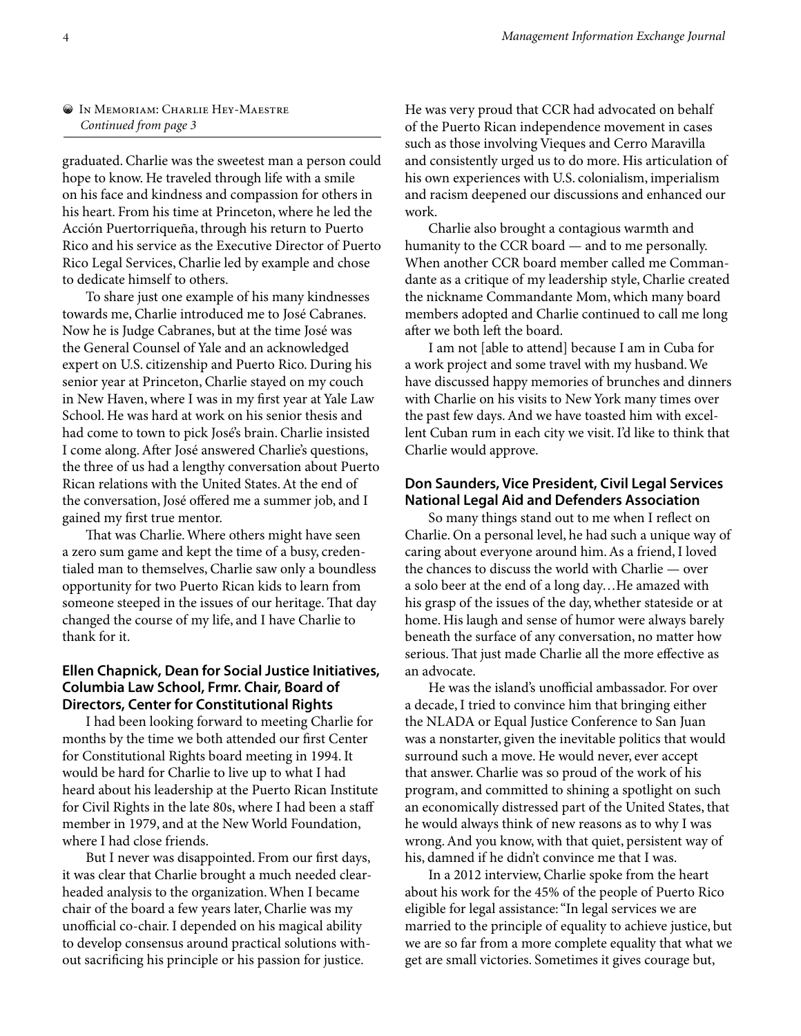In Memoriam: Charlie Hey-Maestre
*Continued from page 3*

graduated. Charlie was the sweetest man a person could hope to know. He traveled through life with a smile on his face and kindness and compassion for others in his heart. From his time at Princeton, where he led the Acción Puertorriqueña, through his return to Puerto Rico and his service as the Executive Director of Puerto Rico Legal Services, Charlie led by example and chose to dedicate himself to others.

To share just one example of his many kindnesses towards me, Charlie introduced me to José Cabranes. Now he is Judge Cabranes, but at the time José was the General Counsel of Yale and an acknowledged expert on U.S. citizenship and Puerto Rico. During his senior year at Princeton, Charlie stayed on my couch in New Haven, where I was in my first year at Yale Law School. He was hard at work on his senior thesis and had come to town to pick José's brain. Charlie insisted I come along. After José answered Charlie's questions, the three of us had a lengthy conversation about Puerto Rican relations with the United States. At the end of the conversation, José offered me a summer job, and I gained my first true mentor.

That was Charlie. Where others might have seen a zero sum game and kept the time of a busy, credentialed man to themselves, Charlie saw only a boundless opportunity for two Puerto Rican kids to learn from someone steeped in the issues of our heritage. That day changed the course of my life, and I have Charlie to thank for it.

### Ellen Chapnick, Dean for Social Justice Initiatives, Columbia Law School, Frmr. Chair, Board of Directors, Center for Constitutional Rights

I had been looking forward to meeting Charlie for months by the time we both attended our first Center for Constitutional Rights board meeting in 1994. It would be hard for Charlie to live up to what I had heard about his leadership at the Puerto Rican Institute for Civil Rights in the late 80s, where I had been a staff member in 1979, and at the New World Foundation, where I had close friends.

But I never was disappointed. From our first days, it was clear that Charlie brought a much needed clear-headed analysis to the organization. When I became chair of the board a few years later, Charlie was my unofficial co-chair. I depended on his magical ability to develop consensus around practical solutions without sacrificing his principle or his passion for justice. He was very proud that CCR had advocated on behalf of the Puerto Rican independence movement in cases such as those involving Vieques and Cerro Maravilla and consistently urged us to do more. His articulation of his own experiences with U.S. colonialism, imperialism and racism deepened our discussions and enhanced our work.

Charlie also brought a contagious warmth and humanity to the CCR board — and to me personally. When another CCR board member called me Commandante as a critique of my leadership style, Charlie created the nickname Commandante Mom, which many board members adopted and Charlie continued to call me long after we both left the board.

I am not [able to attend] because I am in Cuba for a work project and some travel with my husband. We have discussed happy memories of brunches and dinners with Charlie on his visits to New York many times over the past few days. And we have toasted him with excellent Cuban rum in each city we visit. I'd like to think that Charlie would approve.

### Don Saunders, Vice President, Civil Legal Services National Legal Aid and Defenders Association

So many things stand out to me when I reflect on Charlie. On a personal level, he had such a unique way of caring about everyone around him. As a friend, I loved the chances to discuss the world with Charlie — over a solo beer at the end of a long day…He amazed with his grasp of the issues of the day, whether stateside or at home. His laugh and sense of humor were always barely beneath the surface of any conversation, no matter how serious. That just made Charlie all the more effective as an advocate.

He was the island's unofficial ambassador. For over a decade, I tried to convince him that bringing either the NLADA or Equal Justice Conference to San Juan was a nonstarter, given the inevitable politics that would surround such a move. He would never, ever accept that answer. Charlie was so proud of the work of his program, and committed to shining a spotlight on such an economically distressed part of the United States, that he would always think of new reasons as to why I was wrong. And you know, with that quiet, persistent way of his, damned if he didn't convince me that I was.

In a 2012 interview, Charlie spoke from the heart about his work for the 45% of the people of Puerto Rico eligible for legal assistance: "In legal services we are married to the principle of equality to achieve justice, but we are so far from a more complete equality that what we get are small victories. Sometimes it gives courage but,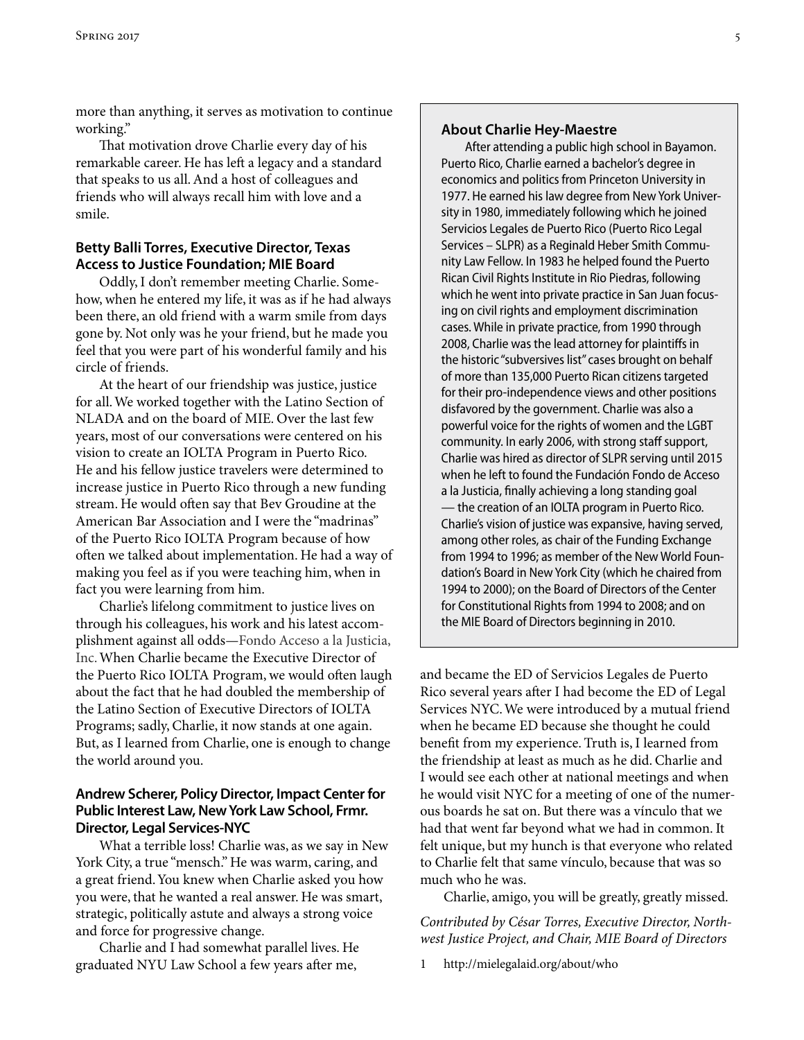more than anything, it serves as motivation to continue working."

That motivation drove Charlie every day of his remarkable career. He has left a legacy and a standard that speaks to us all. And a host of colleagues and friends who will always recall him with love and a smile.

### Betty Balli Torres, Executive Director, Texas Access to Justice Foundation; MIE Board

Oddly, I don't remember meeting Charlie. Somehow, when he entered my life, it was as if he had always been there, an old friend with a warm smile from days gone by. Not only was he your friend, but he made you feel that you were part of his wonderful family and his circle of friends.

At the heart of our friendship was justice, justice for all. We worked together with the Latino Section of NLADA and on the board of MIE. Over the last few years, most of our conversations were centered on his vision to create an IOLTA Program in Puerto Rico. He and his fellow justice travelers were determined to increase justice in Puerto Rico through a new funding stream. He would often say that Bev Groudine at the American Bar Association and I were the "madrinas" of the Puerto Rico IOLTA Program because of how often we talked about implementation. He had a way of making you feel as if you were teaching him, when in fact you were learning from him.

Charlie's lifelong commitment to justice lives on through his colleagues, his work and his latest accomplishment against all odds—Fondo Acceso a la Justicia, Inc. When Charlie became the Executive Director of the Puerto Rico IOLTA Program, we would often laugh about the fact that he had doubled the membership of the Latino Section of Executive Directors of IOLTA Programs; sadly, Charlie, it now stands at one again. But, as I learned from Charlie, one is enough to change the world around you.

### Andrew Scherer, Policy Director, Impact Center for Public Interest Law, New York Law School, Frmr. Director, Legal Services-NYC

What a terrible loss! Charlie was, as we say in New York City, a true "mensch." He was warm, caring, and a great friend. You knew when Charlie asked you how you were, that he wanted a real answer. He was smart, strategic, politically astute and always a strong voice and force for progressive change.

Charlie and I had somewhat parallel lives. He graduated NYU Law School a few years after me, and became the ED of Servicios Legales de Puerto Rico several years after I had become the ED of Legal Services NYC. We were introduced by a mutual friend when he became ED because she thought he could benefit from my experience. Truth is, I learned from the friendship at least as much as he did. Charlie and I would see each other at national meetings and when he would visit NYC for a meeting of one of the numerous boards he sat on. But there was a vínculo that we had that went far beyond what we had in common. It felt unique, but my hunch is that everyone who related to Charlie felt that same vínculo, because that was so much who he was.

Charlie, amigo, you will be greatly, greatly missed.

*Contributed by César Torres, Executive Director, Northwest Justice Project, and Chair, MIE Board of Directors*

---

### About Charlie Hey-Maestre

After attending a public high school in Bayamon. Puerto Rico, Charlie earned a bachelor's degree in economics and politics from Princeton University in 1977. He earned his law degree from New York University in 1980, immediately following which he joined Servicios Legales de Puerto Rico (Puerto Rico Legal Services – SLPR) as a Reginald Heber Smith Community Law Fellow. In 1983 he helped found the Puerto Rican Civil Rights Institute in Rio Piedras, following which he went into private practice in San Juan focusing on civil rights and employment discrimination cases. While in private practice, from 1990 through 2008, Charlie was the lead attorney for plaintiffs in the historic "subversives list" cases brought on behalf of more than 135,000 Puerto Rican citizens targeted for their pro-independence views and other positions disfavored by the government. Charlie was also a powerful voice for the rights of women and the LGBT community. In early 2006, with strong staff support, Charlie was hired as director of SLPR serving until 2015 when he left to found the Fundación Fondo de Acceso a la Justicia, finally achieving a long standing goal — the creation of an IOLTA program in Puerto Rico. Charlie's vision of justice was expansive, having served, among other roles, as chair of the Funding Exchange from 1994 to 1996; as member of the New World Foundation's Board in New York City (which he chaired from 1994 to 2000); on the Board of Directors of the Center for Constitutional Rights from 1994 to 2008; and on the MIE Board of Directors beginning in 2010.

---

1 http://mielegalaid.org/about/who